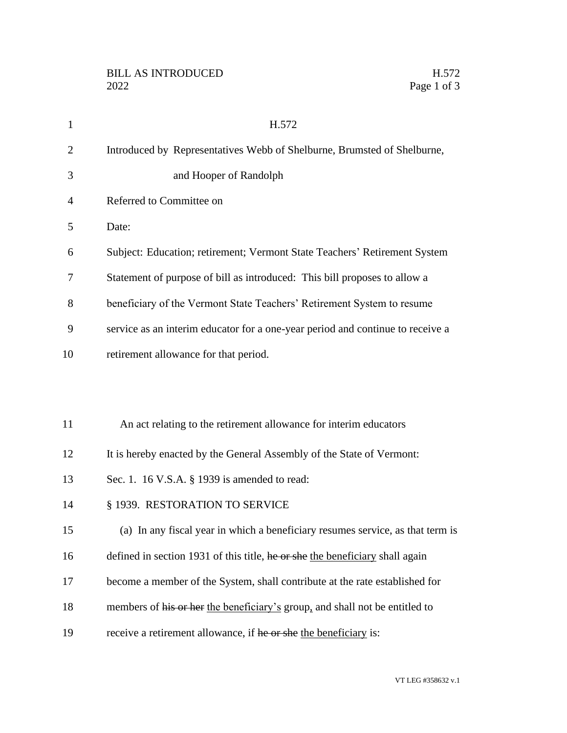BILL AS INTRODUCED H.572
2022

H.572

Introduced by Representatives Webb of Shelburne, Brumsted of Shelburne, and Hooper of Randolph

Referred to Committee on

Date:

Subject: Education; retirement; Vermont State Teachers' Retirement System

Statement of purpose of bill as introduced: This bill proposes to allow a beneficiary of the Vermont State Teachers' Retirement System to resume service as an interim educator for a one-year period and continue to receive a retirement allowance for that period.

An act relating to the retirement allowance for interim educators

It is hereby enacted by the General Assembly of the State of Vermont:

Sec. 1. 16 V.S.A. § 1939 is amended to read:

§ 1939. RESTORATION TO SERVICE

(a) In any fiscal year in which a beneficiary resumes service, as that term is defined in section 1931 of this title, ~~he or she~~ <u>the beneficiary</u> shall again become a member of the System, shall contribute at the rate established for members of ~~his or her~~ <u>the beneficiary's</u> group<u>,</u> and shall not be entitled to receive a retirement allowance, if ~~he or she~~ <u>the beneficiary</u> is: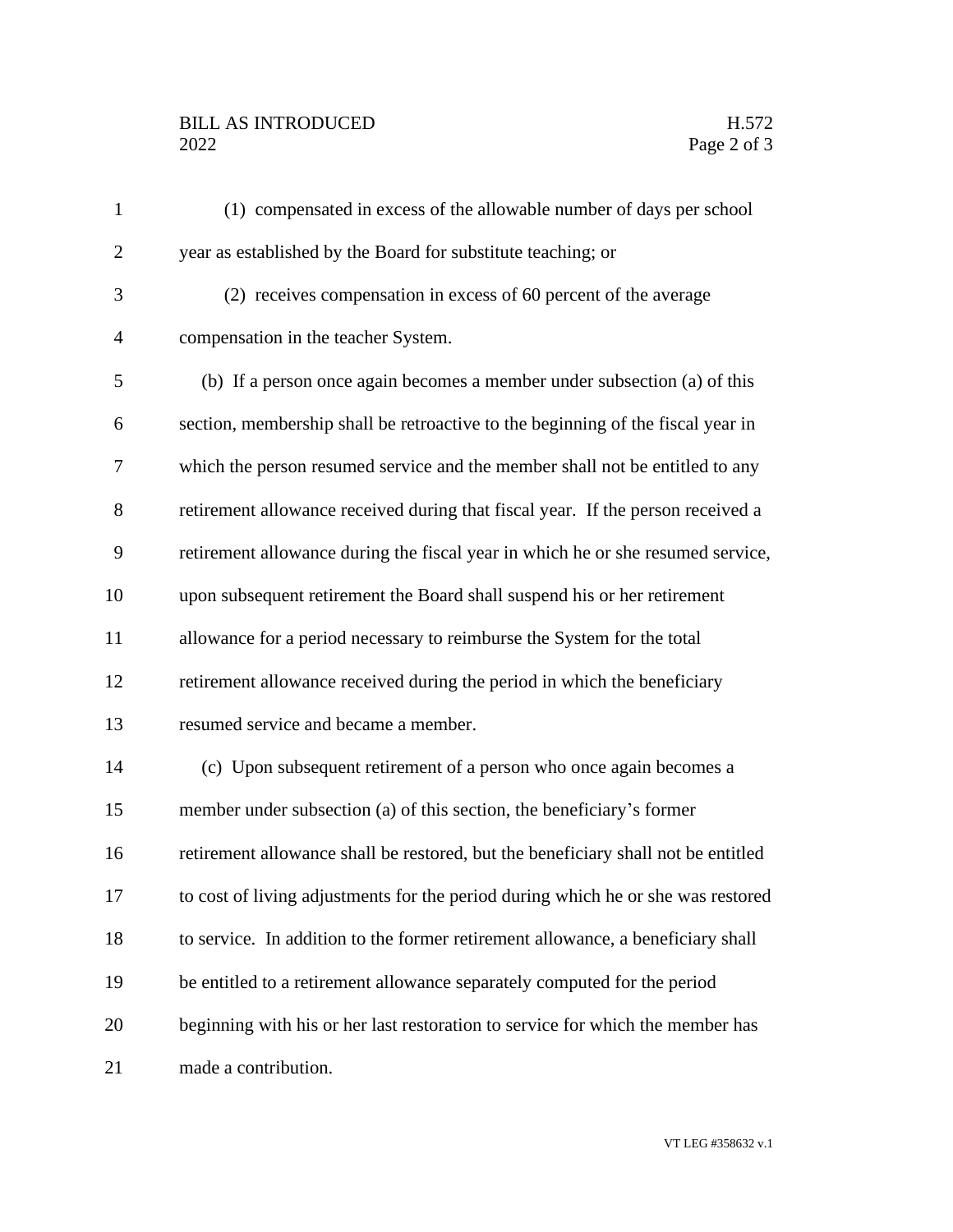(1) compensated in excess of the allowable number of days per school year as established by the Board for substitute teaching; or

(2) receives compensation in excess of 60 percent of the average compensation in the teacher System.

(b) If a person once again becomes a member under subsection (a) of this section, membership shall be retroactive to the beginning of the fiscal year in which the person resumed service and the member shall not be entitled to any retirement allowance received during that fiscal year. If the person received a retirement allowance during the fiscal year in which he or she resumed service, upon subsequent retirement the Board shall suspend his or her retirement allowance for a period necessary to reimburse the System for the total retirement allowance received during the period in which the beneficiary resumed service and became a member.

(c) Upon subsequent retirement of a person who once again becomes a member under subsection (a) of this section, the beneficiary's former retirement allowance shall be restored, but the beneficiary shall not be entitled to cost of living adjustments for the period during which he or she was restored to service. In addition to the former retirement allowance, a beneficiary shall be entitled to a retirement allowance separately computed for the period beginning with his or her last restoration to service for which the member has made a contribution.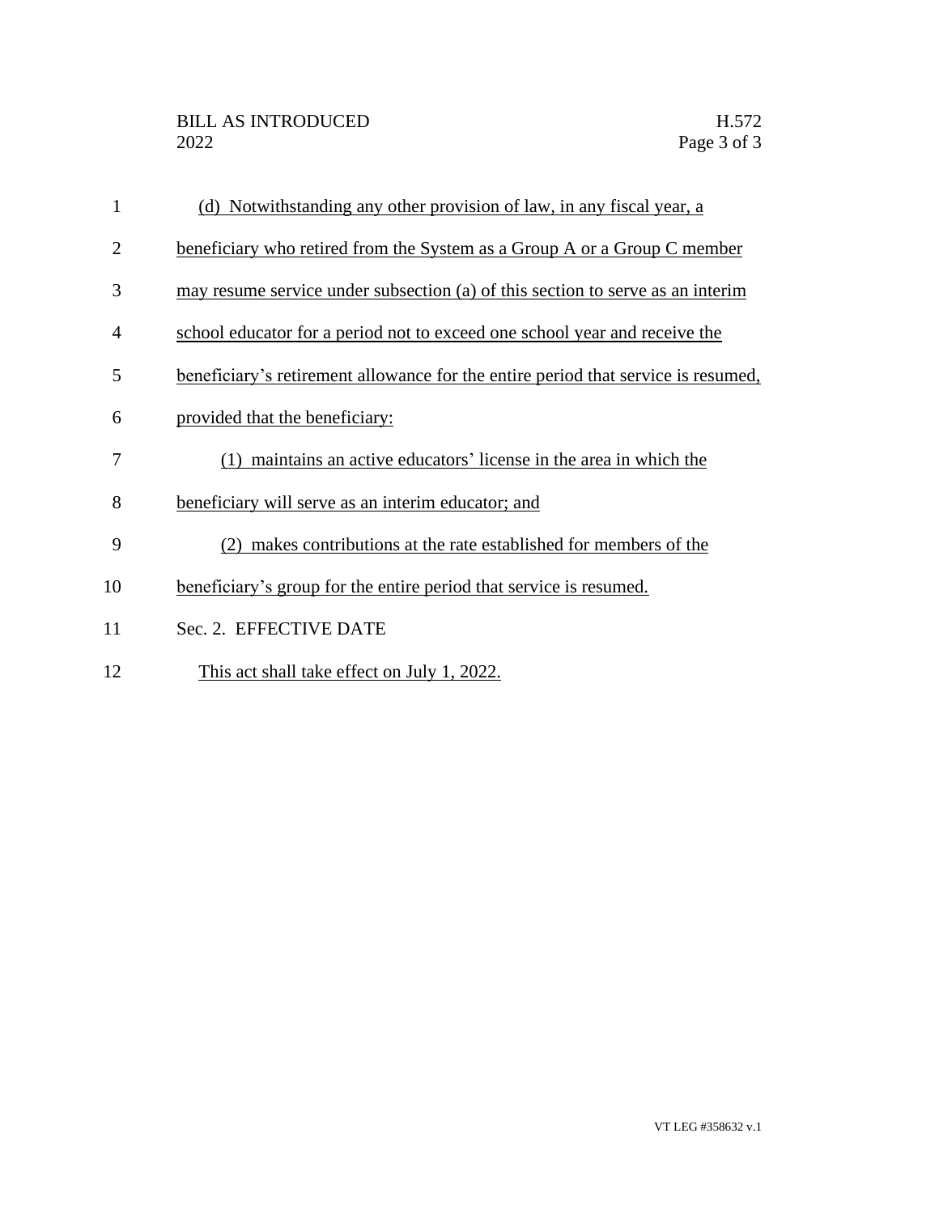(d) Notwithstanding any other provision of law, in any fiscal year, a beneficiary who retired from the System as a Group A or a Group C member may resume service under subsection (a) of this section to serve as an interim school educator for a period not to exceed one school year and receive the beneficiary's retirement allowance for the entire period that service is resumed, provided that the beneficiary:

(1) maintains an active educators' license in the area in which the beneficiary will serve as an interim educator; and

(2) makes contributions at the rate established for members of the beneficiary's group for the entire period that service is resumed.

Sec. 2. EFFECTIVE DATE

This act shall take effect on July 1, 2022.